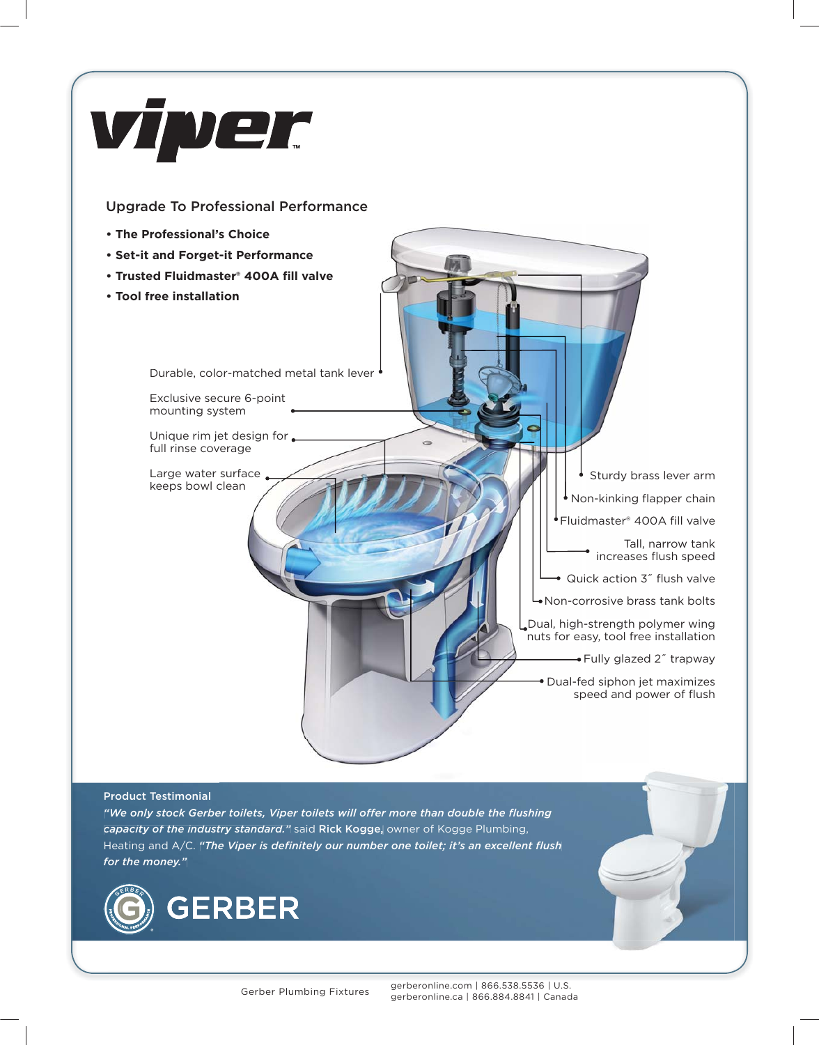# viper™

## Upgrade To Professional Performance

- **The Professional's Choice**
- **Set-it and Forget-it Performance**
- **Trusted Fluidmaster® 400A fill valve**
- **Tool free installation**

Durable, color-matched metal tank lever

Exclusive secure 6-point mounting system

Unique rim jet design for full rinse coverage

Large water surface keeps bowl clean

Sturdy brass lever arm

Non-kinking flapper chain

Fluidmaster® 400A fill valve

Tall, narrow tank increases flush speed

Quick action 3″ flush valve

Non-corrosive brass tank bolts

Dual, high-strength polymer wing nuts for easy, tool free installation

Fully glazed 2″ trapway

Dual-fed siphon jet maximizes speed and power of flush

**Product Testimonial**

*"We only stock Gerber toilets, Viper toilets will offer more than double the flushing capacity of the industry standard."* said **Rick Kogge**, owner of Kogge Plumbing, Heating and A/C. *"The Viper is definitely our number one toilet; it's an excellent flush for the money."*

GERBER

Gerber Plumbing Fixtures

gerberonline.com | 866.538.5536 | U.S.
gerberonline.ca | 866.884.8841 | Canada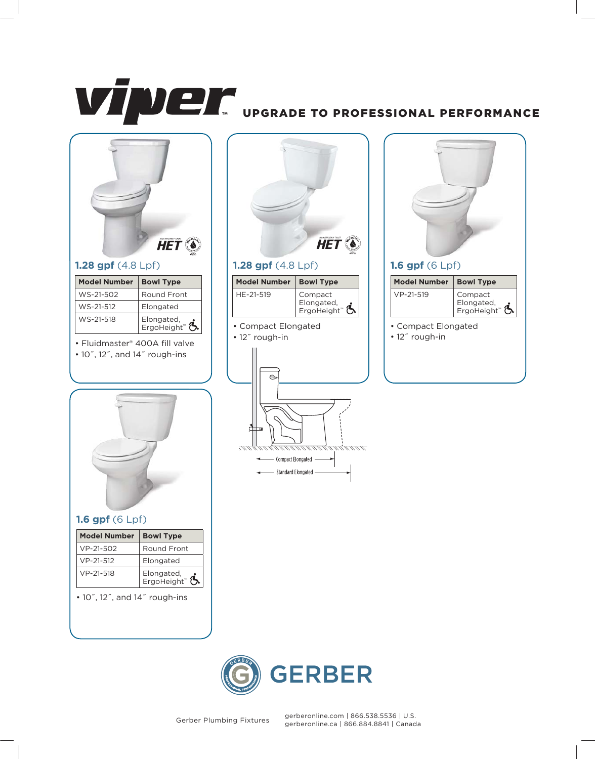# viper™ UPGRADE TO PROFESSIONAL PERFORMANCE

HET

**1.28 gpf** (4.8 Lpf)

| Model Number | Bowl Type |
|---|---|
| WS-21-502 | Round Front |
| WS-21-512 | Elongated |
| WS-21-518 | Elongated, ErgoHeight™ |

- Fluidmaster® 400A fill valve
- 10″, 12″, and 14″ rough-ins

HET

**1.28 gpf** (4.8 Lpf)

| Model Number | Bowl Type |
|---|---|
| HE-21-519 | Compact Elongated, ErgoHeight™ |

- Compact Elongated
- 12″ rough-in

Compact Elongated

Standard Elongated

**1.6 gpf** (6 Lpf)

| Model Number | Bowl Type |
|---|---|
| VP-21-519 | Compact Elongated, ErgoHeight™ |

- Compact Elongated
- 12″ rough-in

**1.6 gpf** (6 Lpf)

| Model Number | Bowl Type |
|---|---|
| VP-21-502 | Round Front |
| VP-21-512 | Elongated |
| VP-21-518 | Elongated, ErgoHeight™ |

- 10″, 12″, and 14″ rough-ins

GERBER

Gerber Plumbing Fixtures

gerberonline.com | 866.538.5536 | U.S.
gerberonline.ca | 866.884.8841 | Canada